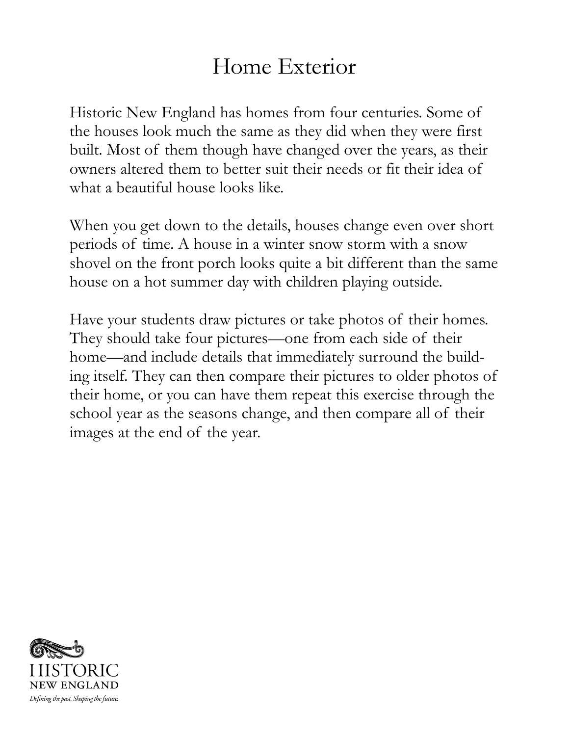# Home Exterior

Historic New England has homes from four centuries. Some of the houses look much the same as they did when they were first built. Most of them though have changed over the years, as their owners altered them to better suit their needs or fit their idea of what a beautiful house looks like.

When you get down to the details, houses change even over short periods of time. A house in a winter snow storm with a snow shovel on the front porch looks quite a bit different than the same house on a hot summer day with children playing outside.

Have your students draw pictures or take photos of their homes. They should take four pictures—one from each side of their home—and include details that immediately surround the building itself. They can then compare their pictures to older photos of their home, or you can have them repeat this exercise through the school year as the seasons change, and then compare all of their images at the end of the year.

HISTORIC NEW ENGLAND

*Defining the past. Shaping the future.*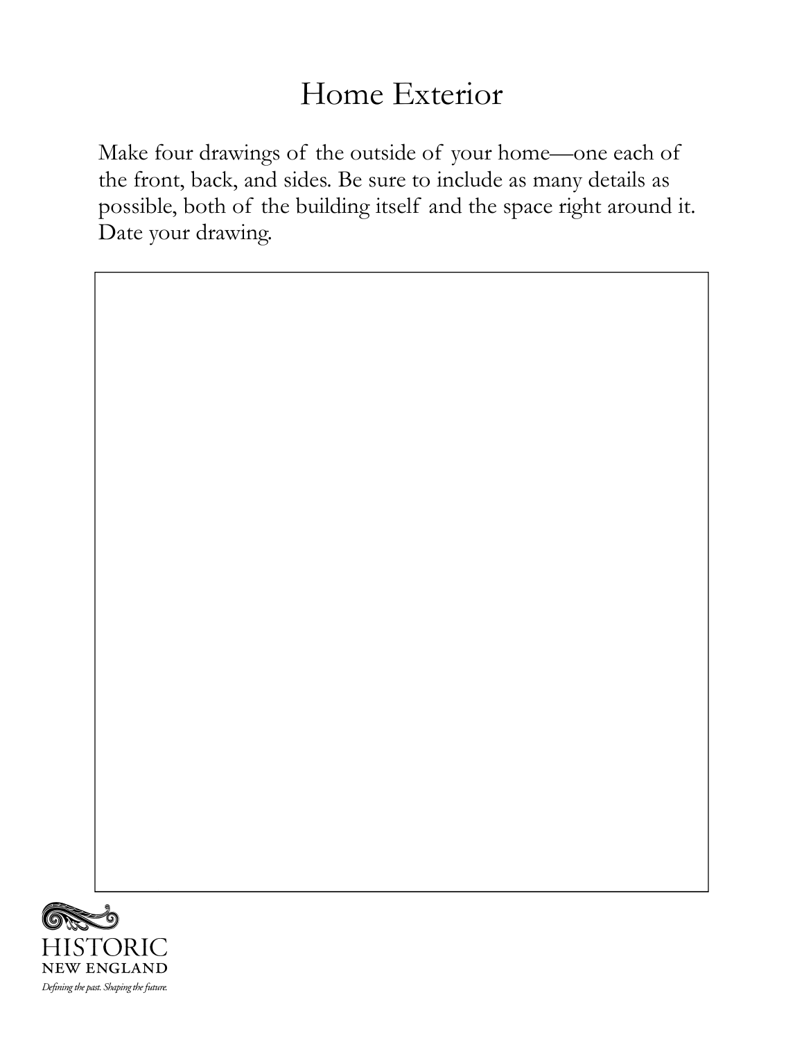# Home Exterior

Make four drawings of the outside of your home—one each of the front, back, and sides. Be sure to include as many details as possible, both of the building itself and the space right around it. Date your drawing.

HISTORIC
NEW ENGLAND
*Defining the past. Shaping the future.*